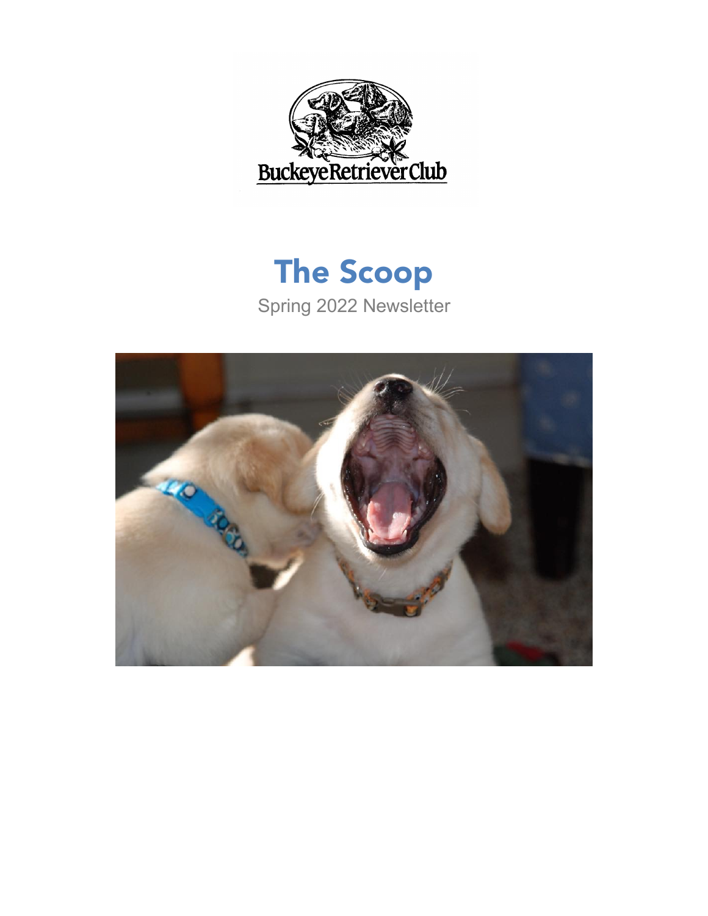# The Scoop

Spring 2022 Newsletter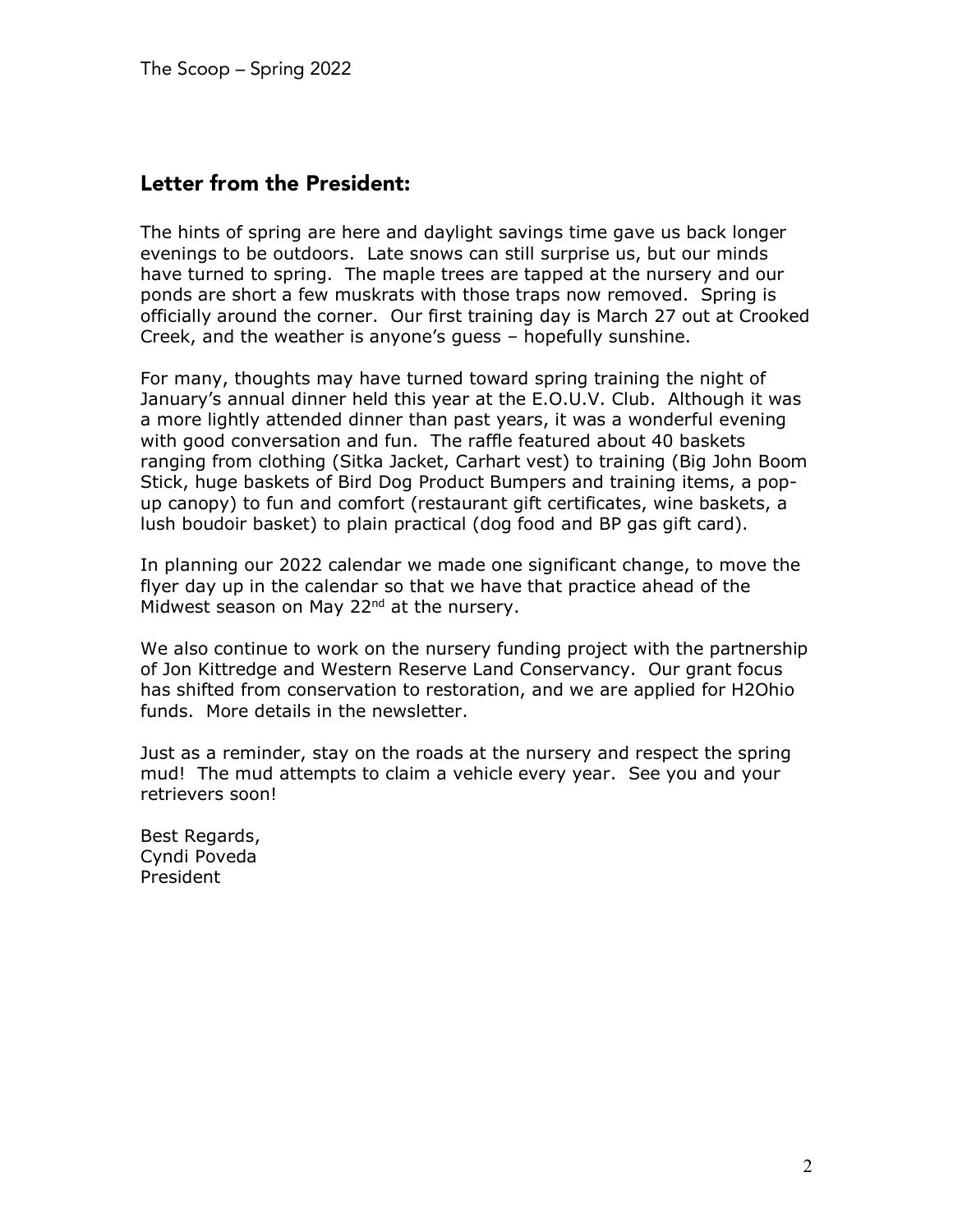## Letter from the President:

The hints of spring are here and daylight savings time gave us back longer evenings to be outdoors. Late snows can still surprise us, but our minds have turned to spring. The maple trees are tapped at the nursery and our ponds are short a few muskrats with those traps now removed. Spring is officially around the corner. Our first training day is March 27 out at Crooked Creek, and the weather is anyone's guess – hopefully sunshine.

For many, thoughts may have turned toward spring training the night of January's annual dinner held this year at the E.O.U.V. Club. Although it was a more lightly attended dinner than past years, it was a wonderful evening with good conversation and fun. The raffle featured about 40 baskets ranging from clothing (Sitka Jacket, Carhart vest) to training (Big John Boom Stick, huge baskets of Bird Dog Product Bumpers and training items, a pop-up canopy) to fun and comfort (restaurant gift certificates, wine baskets, a lush boudoir basket) to plain practical (dog food and BP gas gift card).

In planning our 2022 calendar we made one significant change, to move the flyer day up in the calendar so that we have that practice ahead of the Midwest season on May 22nd at the nursery.

We also continue to work on the nursery funding project with the partnership of Jon Kittredge and Western Reserve Land Conservancy. Our grant focus has shifted from conservation to restoration, and we are applied for H2Ohio funds. More details in the newsletter.

Just as a reminder, stay on the roads at the nursery and respect the spring mud! The mud attempts to claim a vehicle every year. See you and your retrievers soon!

Best Regards,
Cyndi Poveda
President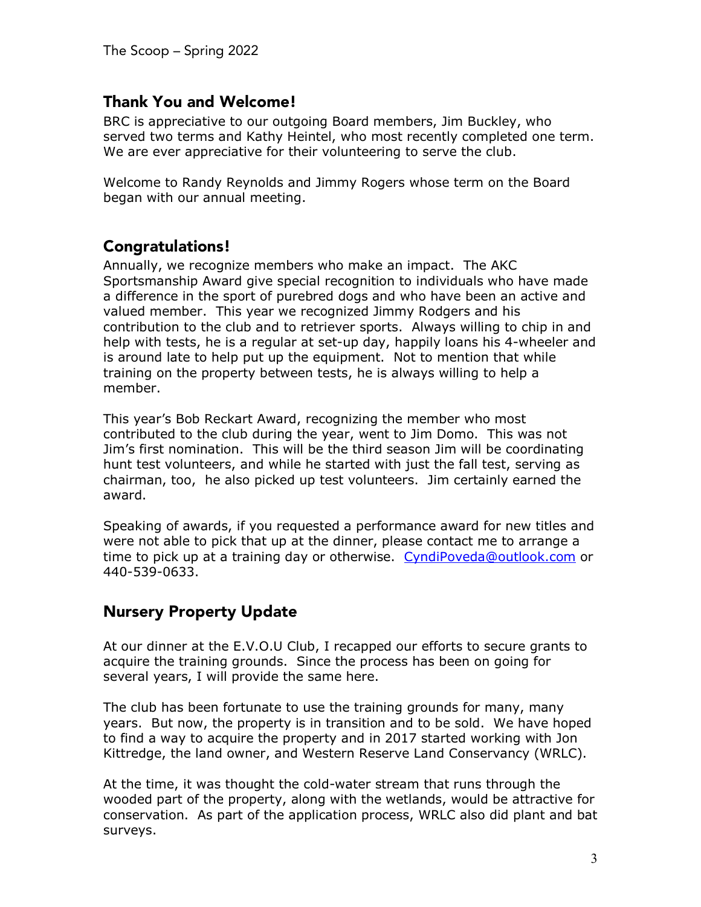## Thank You and Welcome!

BRC is appreciative to our outgoing Board members, Jim Buckley, who served two terms and Kathy Heintel, who most recently completed one term. We are ever appreciative for their volunteering to serve the club.

Welcome to Randy Reynolds and Jimmy Rogers whose term on the Board began with our annual meeting.

## Congratulations!

Annually, we recognize members who make an impact. The AKC Sportsmanship Award give special recognition to individuals who have made a difference in the sport of purebred dogs and who have been an active and valued member. This year we recognized Jimmy Rodgers and his contribution to the club and to retriever sports. Always willing to chip in and help with tests, he is a regular at set-up day, happily loans his 4-wheeler and is around late to help put up the equipment. Not to mention that while training on the property between tests, he is always willing to help a member.

This year's Bob Reckart Award, recognizing the member who most contributed to the club during the year, went to Jim Domo. This was not Jim's first nomination. This will be the third season Jim will be coordinating hunt test volunteers, and while he started with just the fall test, serving as chairman, too, he also picked up test volunteers. Jim certainly earned the award.

Speaking of awards, if you requested a performance award for new titles and were not able to pick that up at the dinner, please contact me to arrange a time to pick up at a training day or otherwise. CyndiPoveda@outlook.com or 440-539-0633.

## Nursery Property Update

At our dinner at the E.V.O.U Club, I recapped our efforts to secure grants to acquire the training grounds. Since the process has been on going for several years, I will provide the same here.

The club has been fortunate to use the training grounds for many, many years. But now, the property is in transition and to be sold. We have hoped to find a way to acquire the property and in 2017 started working with Jon Kittredge, the land owner, and Western Reserve Land Conservancy (WRLC).

At the time, it was thought the cold-water stream that runs through the wooded part of the property, along with the wetlands, would be attractive for conservation. As part of the application process, WRLC also did plant and bat surveys.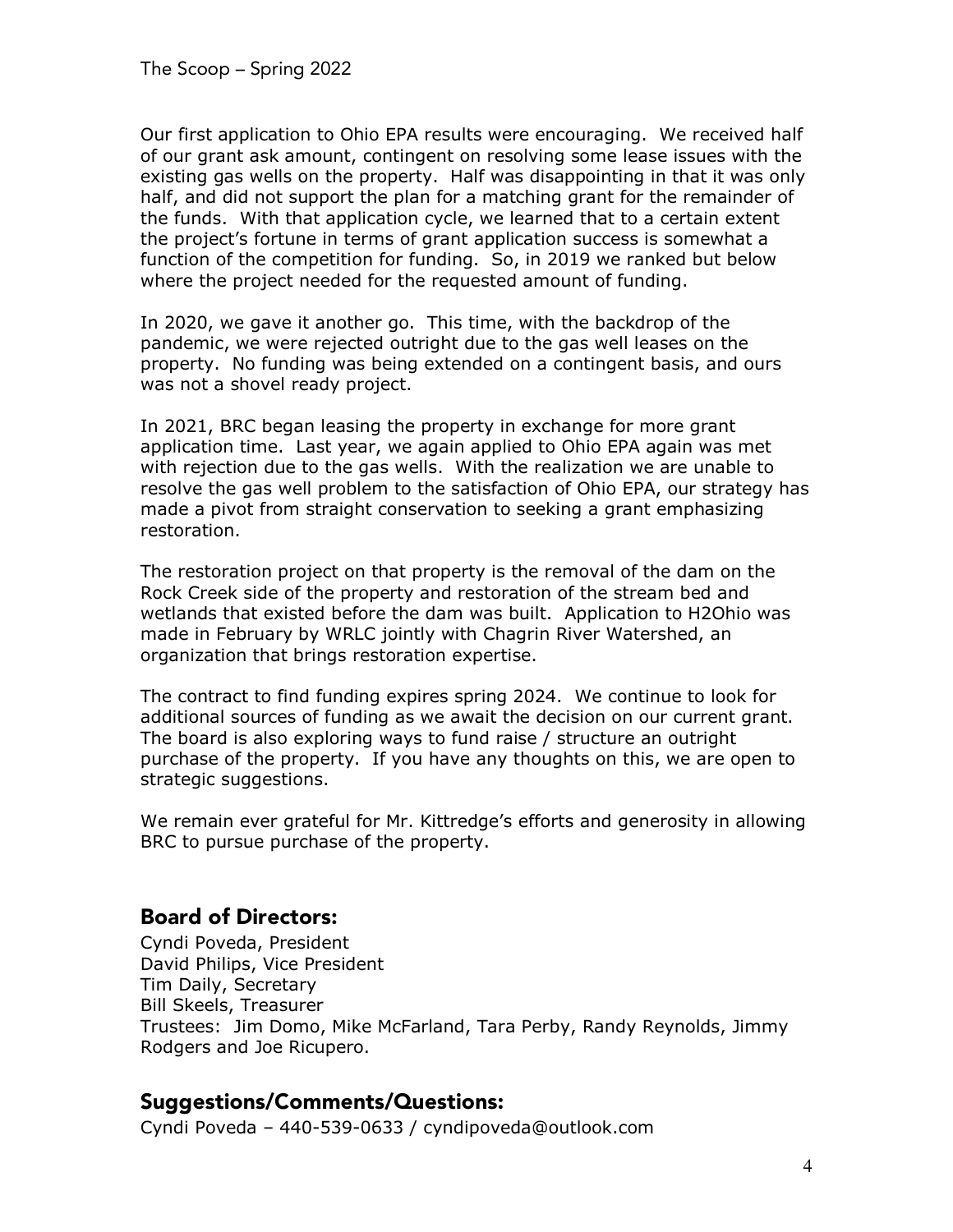Our first application to Ohio EPA results were encouraging. We received half of our grant ask amount, contingent on resolving some lease issues with the existing gas wells on the property. Half was disappointing in that it was only half, and did not support the plan for a matching grant for the remainder of the funds. With that application cycle, we learned that to a certain extent the project's fortune in terms of grant application success is somewhat a function of the competition for funding. So, in 2019 we ranked but below where the project needed for the requested amount of funding.

In 2020, we gave it another go. This time, with the backdrop of the pandemic, we were rejected outright due to the gas well leases on the property. No funding was being extended on a contingent basis, and ours was not a shovel ready project.

In 2021, BRC began leasing the property in exchange for more grant application time. Last year, we again applied to Ohio EPA again was met with rejection due to the gas wells. With the realization we are unable to resolve the gas well problem to the satisfaction of Ohio EPA, our strategy has made a pivot from straight conservation to seeking a grant emphasizing restoration.

The restoration project on that property is the removal of the dam on the Rock Creek side of the property and restoration of the stream bed and wetlands that existed before the dam was built. Application to H2Ohio was made in February by WRLC jointly with Chagrin River Watershed, an organization that brings restoration expertise.

The contract to find funding expires spring 2024. We continue to look for additional sources of funding as we await the decision on our current grant. The board is also exploring ways to fund raise / structure an outright purchase of the property. If you have any thoughts on this, we are open to strategic suggestions.

We remain ever grateful for Mr. Kittredge's efforts and generosity in allowing BRC to pursue purchase of the property.

## Board of Directors:

Cyndi Poveda, President
David Philips, Vice President
Tim Daily, Secretary
Bill Skeels, Treasurer
Trustees: Jim Domo, Mike McFarland, Tara Perby, Randy Reynolds, Jimmy Rodgers and Joe Ricupero.

## Suggestions/Comments/Questions:

Cyndi Poveda – 440-539-0633 / cyndipoveda@outlook.com